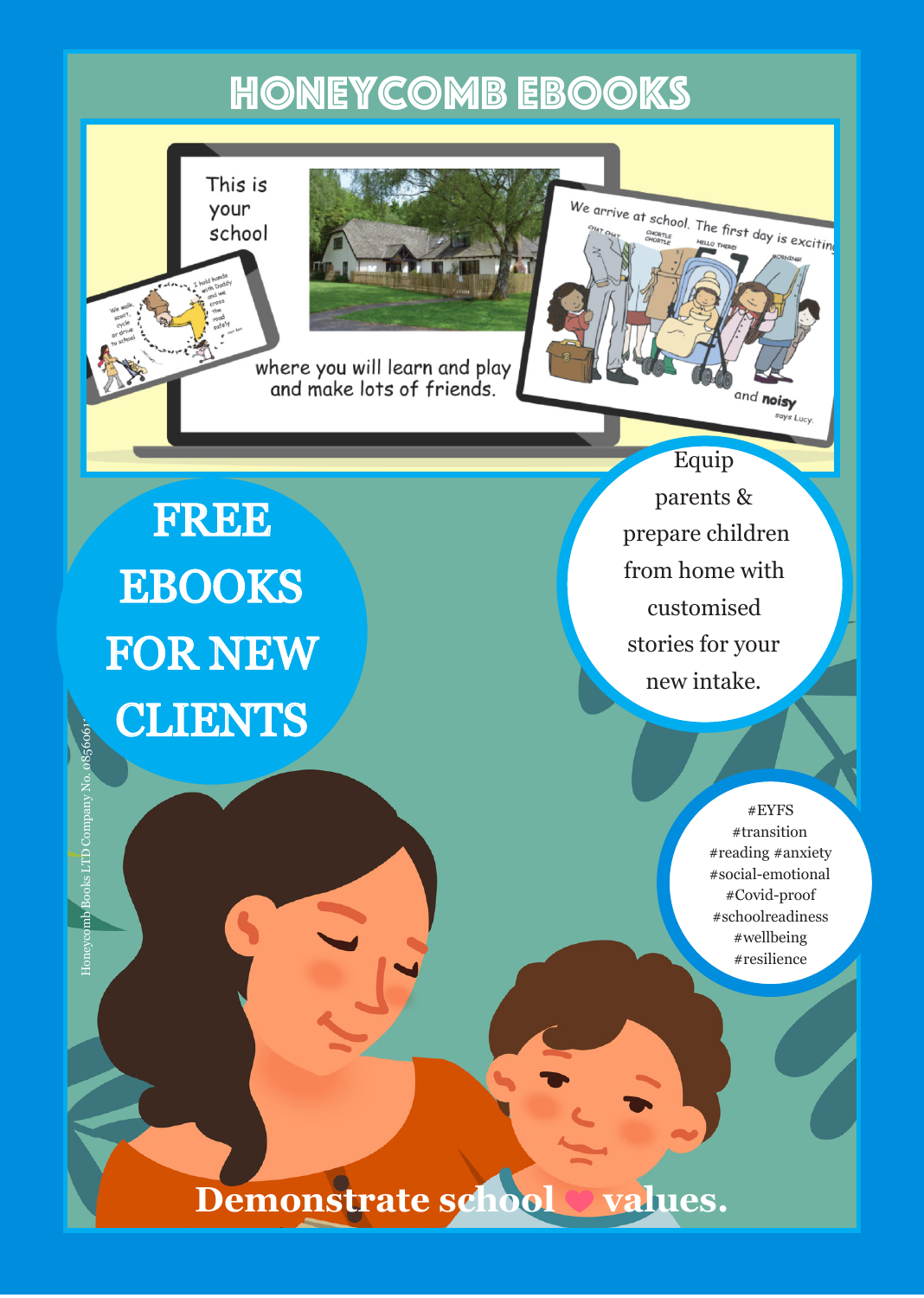# HONEYCOMB EBOOKS

FREE EBOOKS FOR NEW CLIENTS

Equip parents & prepare children from home with customised stories for your new intake.

#EYFS
#transition
#reading #anxiety
#social-emotional
#Covid-proof
#schoolreadiness
#wellbeing
#resilience

Honeycomb Books LTD Company No. 0856061

**Demonstrate school ❤ values.**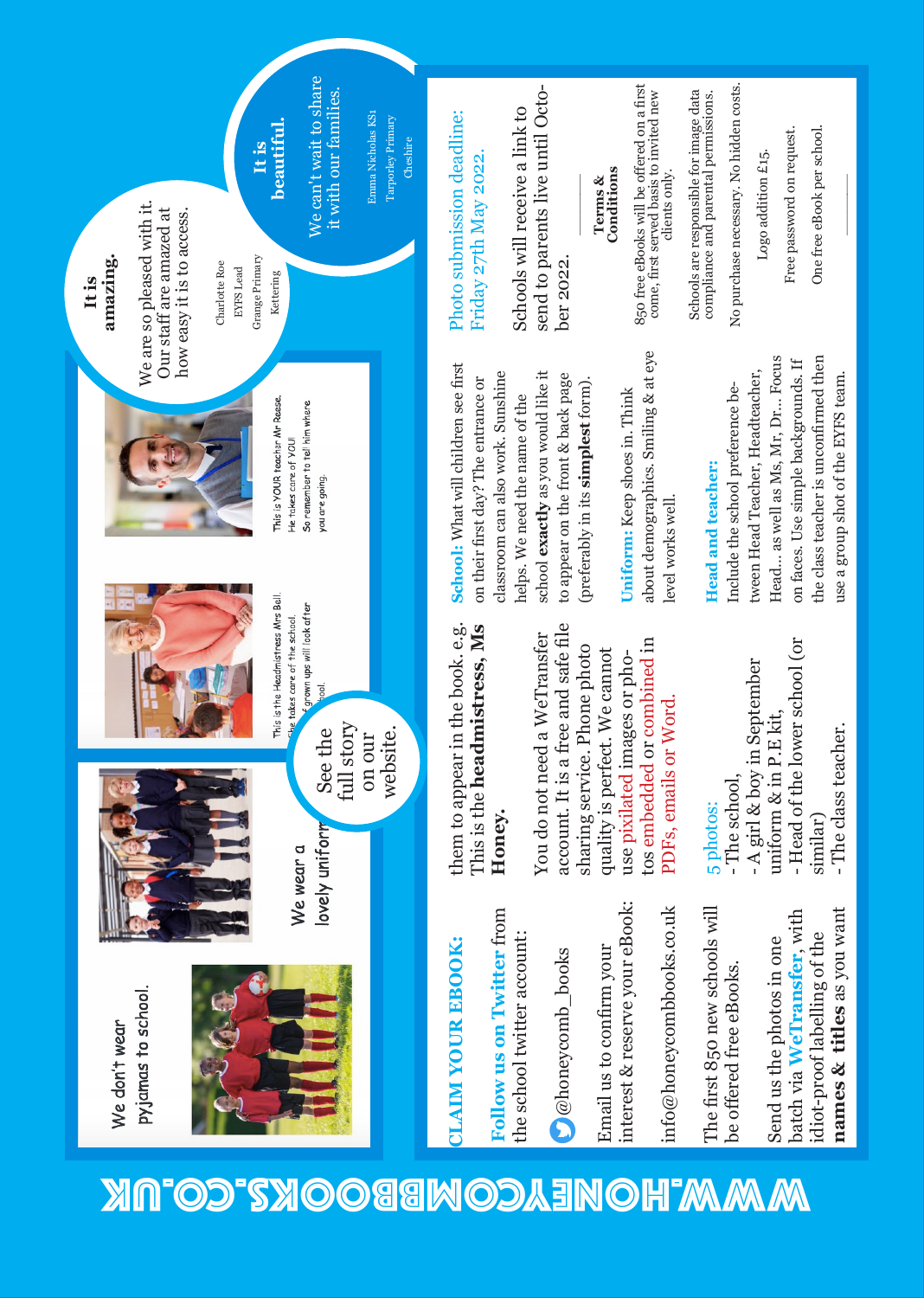We don't wear pyjamas to school.

We wear a lovely uniform

See the full story on our website.

This is the Headmistress Mrs Bell. She takes care of the school. ...f grown ups will look after ...hool.

This is YOUR teacher Mr Reese. He takes care of YOU! So remember to tell him where you are going.

**It is amazing.**

We are so pleased with it. Our staff are amazed at how easy it is to access.

Charlotte Roe
EYFS Lead
Grange Primary
Kettering

**It is beautiful.**

We can't wait to share it with our families.

Emma Nicholas KS1
Tarporley Primary
Cheshire

## CLAIM YOUR EBOOK:

**Follow us on Twitter** from the school twitter account:

@honeycomb_books

Email us to confirm your interest & reserve your eBook:

info@honeycombbooks.co.uk

The first 850 new schools will be offered free eBooks.

Send us the photos in one batch via **WeTransfer**, with idiot-proof labelling of the **names & titles** as you want them to appear in the book. e.g. This is the **headmistress, Ms Honey.**

You do not need a WeTransfer account. It is a free and safe file sharing service. Phone photo quality is perfect. We cannot use pixilated images or photos embedded or combined in PDFs, emails or Word.

5 photos:

- The school,
- A girl & boy in September uniform & in P.E kit,
- Head of the lower school (or similar)
- The class teacher.

**School:** What will children see first on their first day? The entrance or classroom can also work. Sunshine helps. We need the name of the school **exactly** as you would like it to appear on the front & back page (preferably in its **simplest** form).

**Uniform:** Keep shoes in. Think about demographics. Smiling & at eye level works well.

**Head and teacher:** Include the school preference between Head Teacher, Headteacher, Head... as well as Ms, Mr, Dr... Focus on faces. Use simple backgrounds. If the class teacher is unconfirmed then use a group shot of the EYFS team.

**Photo submission deadline: Friday 27th May 2022.**

Schools will receive a link to send to parents live until October 2022.

### Terms & Conditions

850 free eBooks will be offered on a first come, first served basis to invited new clients only.

Schools are responsible for image data compliance and parental permissions.

No purchase necessary. No hidden costs.

Logo addition £15.

Free password on request.

One free eBook per school.

WWW.HONEYCOMBBOOKS.CO.UK